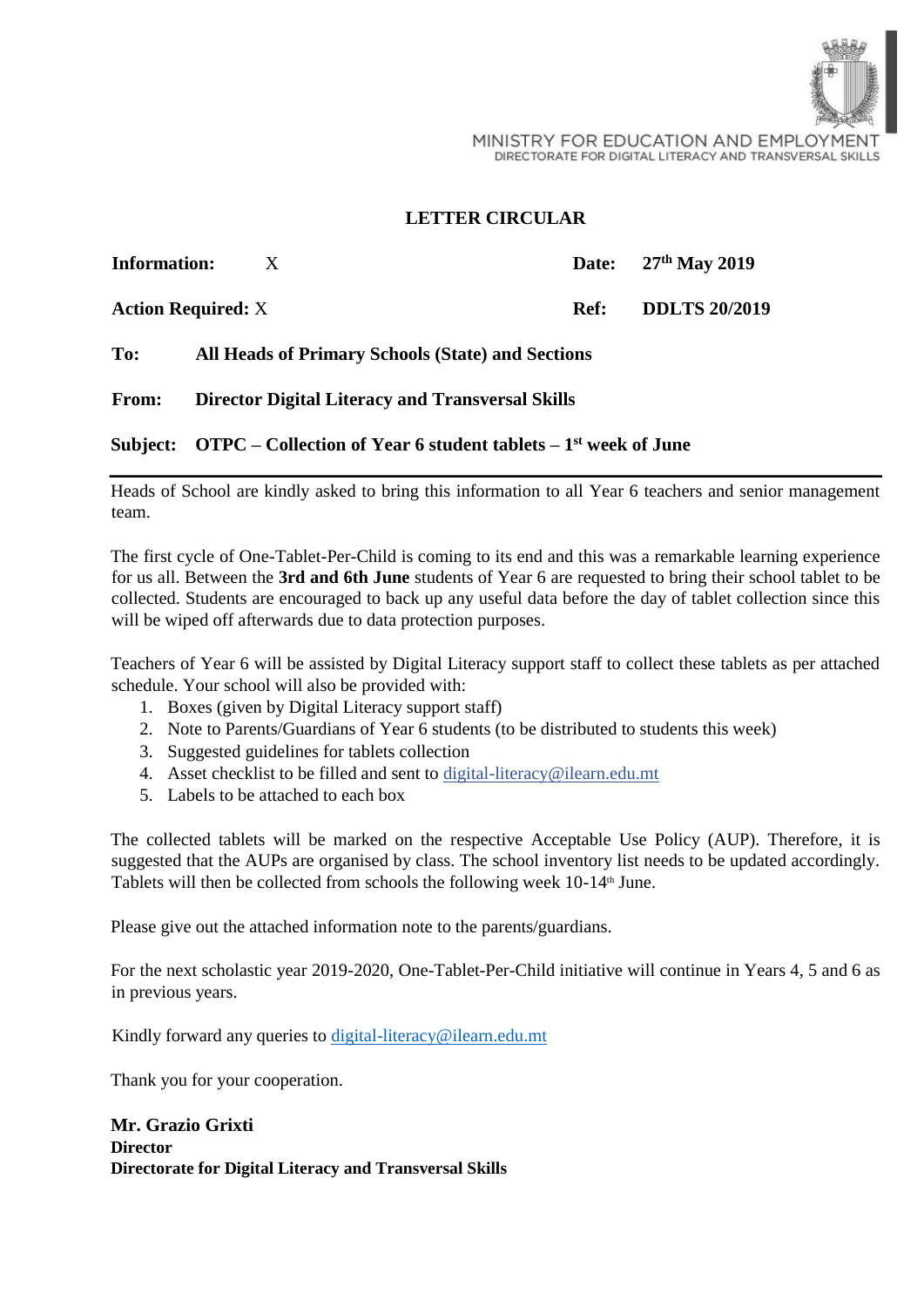MINISTRY FOR EDUCATION AND EMPLOYMENT
DIRECTORATE FOR DIGITAL LITERACY AND TRANSVERSAL SKILLS

# LETTER CIRCULAR

| | | | |
|---|---|---|---|
| **Information:** | X | **Date:** | **27th May 2019** |
| **Action Required:** | X | **Ref:** | **DDLTS 20/2019** |

**To:** **All Heads of Primary Schools (State) and Sections**

**From:** **Director Digital Literacy and Transversal Skills**

**Subject:** **OTPC – Collection of Year 6 student tablets – 1st week of June**

---

Heads of School are kindly asked to bring this information to all Year 6 teachers and senior management team.

The first cycle of One-Tablet-Per-Child is coming to its end and this was a remarkable learning experience for us all. Between the **3rd and 6th June** students of Year 6 are requested to bring their school tablet to be collected. Students are encouraged to back up any useful data before the day of tablet collection since this will be wiped off afterwards due to data protection purposes.

Teachers of Year 6 will be assisted by Digital Literacy support staff to collect these tablets as per attached schedule. Your school will also be provided with:

1. Boxes (given by Digital Literacy support staff)
2. Note to Parents/Guardians of Year 6 students (to be distributed to students this week)
3. Suggested guidelines for tablets collection
4. Asset checklist to be filled and sent to digital-literacy@ilearn.edu.mt
5. Labels to be attached to each box

The collected tablets will be marked on the respective Acceptable Use Policy (AUP). Therefore, it is suggested that the AUPs are organised by class. The school inventory list needs to be updated accordingly. Tablets will then be collected from schools the following week 10-14th June.

Please give out the attached information note to the parents/guardians.

For the next scholastic year 2019-2020, One-Tablet-Per-Child initiative will continue in Years 4, 5 and 6 as in previous years.

Kindly forward any queries to digital-literacy@ilearn.edu.mt

Thank you for your cooperation.

**Mr. Grazio Grixti**
**Director**
**Directorate for Digital Literacy and Transversal Skills**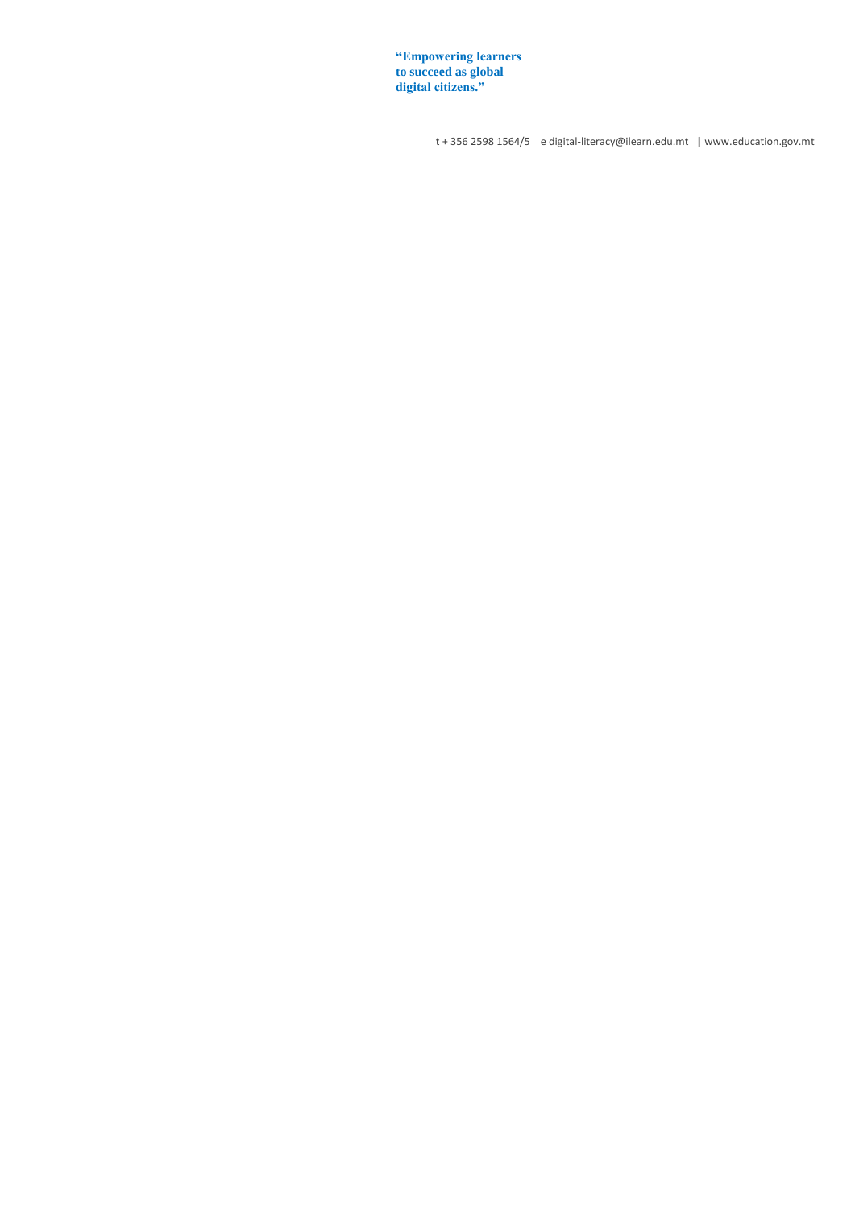**"Empowering learners to succeed as global digital citizens."**

t + 356 2598 1564/5 e digital-literacy@ilearn.edu.mt | www.education.gov.mt